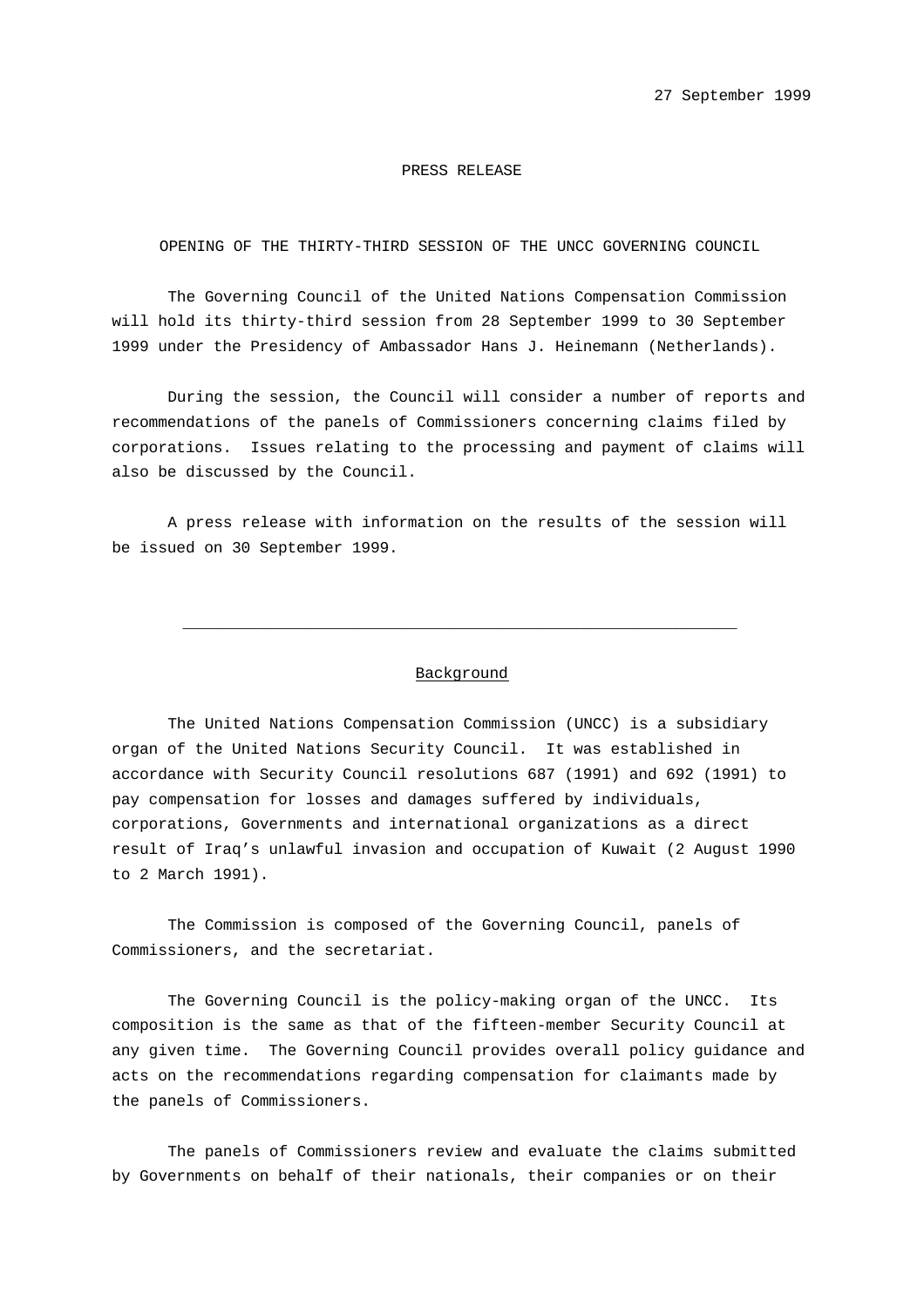27 September 1999

PRESS RELEASE

# OPENING OF THE THIRTY-THIRD SESSION OF THE UNCC GOVERNING COUNCIL

The Governing Council of the United Nations Compensation Commission will hold its thirty-third session from 28 September 1999 to 30 September 1999 under the Presidency of Ambassador Hans J. Heinemann (Netherlands).

During the session, the Council will consider a number of reports and recommendations of the panels of Commissioners concerning claims filed by corporations. Issues relating to the processing and payment of claims will also be discussed by the Council.

A press release with information on the results of the session will be issued on 30 September 1999.

---

## Background

The United Nations Compensation Commission (UNCC) is a subsidiary organ of the United Nations Security Council. It was established in accordance with Security Council resolutions 687 (1991) and 692 (1991) to pay compensation for losses and damages suffered by individuals, corporations, Governments and international organizations as a direct result of Iraq's unlawful invasion and occupation of Kuwait (2 August 1990 to 2 March 1991).

The Commission is composed of the Governing Council, panels of Commissioners, and the secretariat.

The Governing Council is the policy-making organ of the UNCC. Its composition is the same as that of the fifteen-member Security Council at any given time. The Governing Council provides overall policy guidance and acts on the recommendations regarding compensation for claimants made by the panels of Commissioners.

The panels of Commissioners review and evaluate the claims submitted by Governments on behalf of their nationals, their companies or on their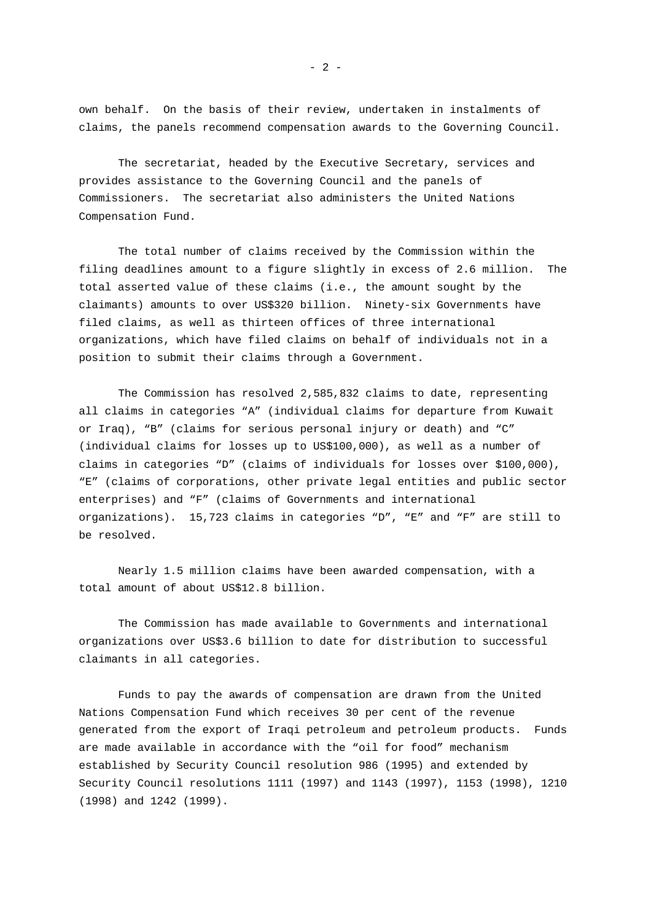own behalf. On the basis of their review, undertaken in instalments of claims, the panels recommend compensation awards to the Governing Council.

The secretariat, headed by the Executive Secretary, services and provides assistance to the Governing Council and the panels of Commissioners. The secretariat also administers the United Nations Compensation Fund.

The total number of claims received by the Commission within the filing deadlines amount to a figure slightly in excess of 2.6 million. The total asserted value of these claims (i.e., the amount sought by the claimants) amounts to over US$320 billion. Ninety-six Governments have filed claims, as well as thirteen offices of three international organizations, which have filed claims on behalf of individuals not in a position to submit their claims through a Government.

The Commission has resolved 2,585,832 claims to date, representing all claims in categories “A” (individual claims for departure from Kuwait or Iraq), “B” (claims for serious personal injury or death) and “C” (individual claims for losses up to US$100,000), as well as a number of claims in categories “D” (claims of individuals for losses over $100,000), “E” (claims of corporations, other private legal entities and public sector enterprises) and “F” (claims of Governments and international organizations). 15,723 claims in categories “D”, “E” and “F” are still to be resolved.

Nearly 1.5 million claims have been awarded compensation, with a total amount of about US$12.8 billion.

The Commission has made available to Governments and international organizations over US$3.6 billion to date for distribution to successful claimants in all categories.

Funds to pay the awards of compensation are drawn from the United Nations Compensation Fund which receives 30 per cent of the revenue generated from the export of Iraqi petroleum and petroleum products. Funds are made available in accordance with the “oil for food” mechanism established by Security Council resolution 986 (1995) and extended by Security Council resolutions 1111 (1997) and 1143 (1997), 1153 (1998), 1210 (1998) and 1242 (1999).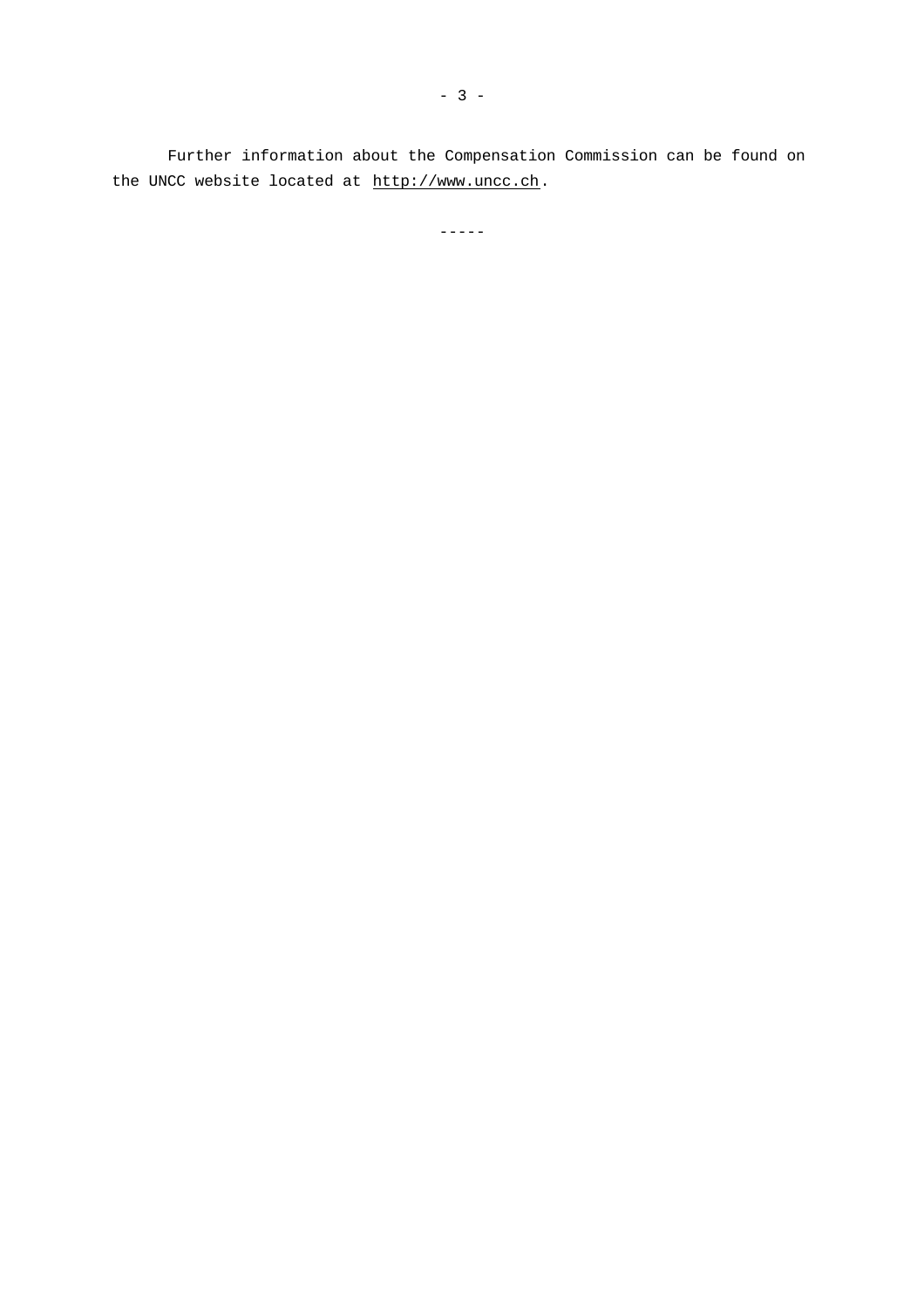Further information about the Compensation Commission can be found on the UNCC website located at http://www.uncc.ch.

-----